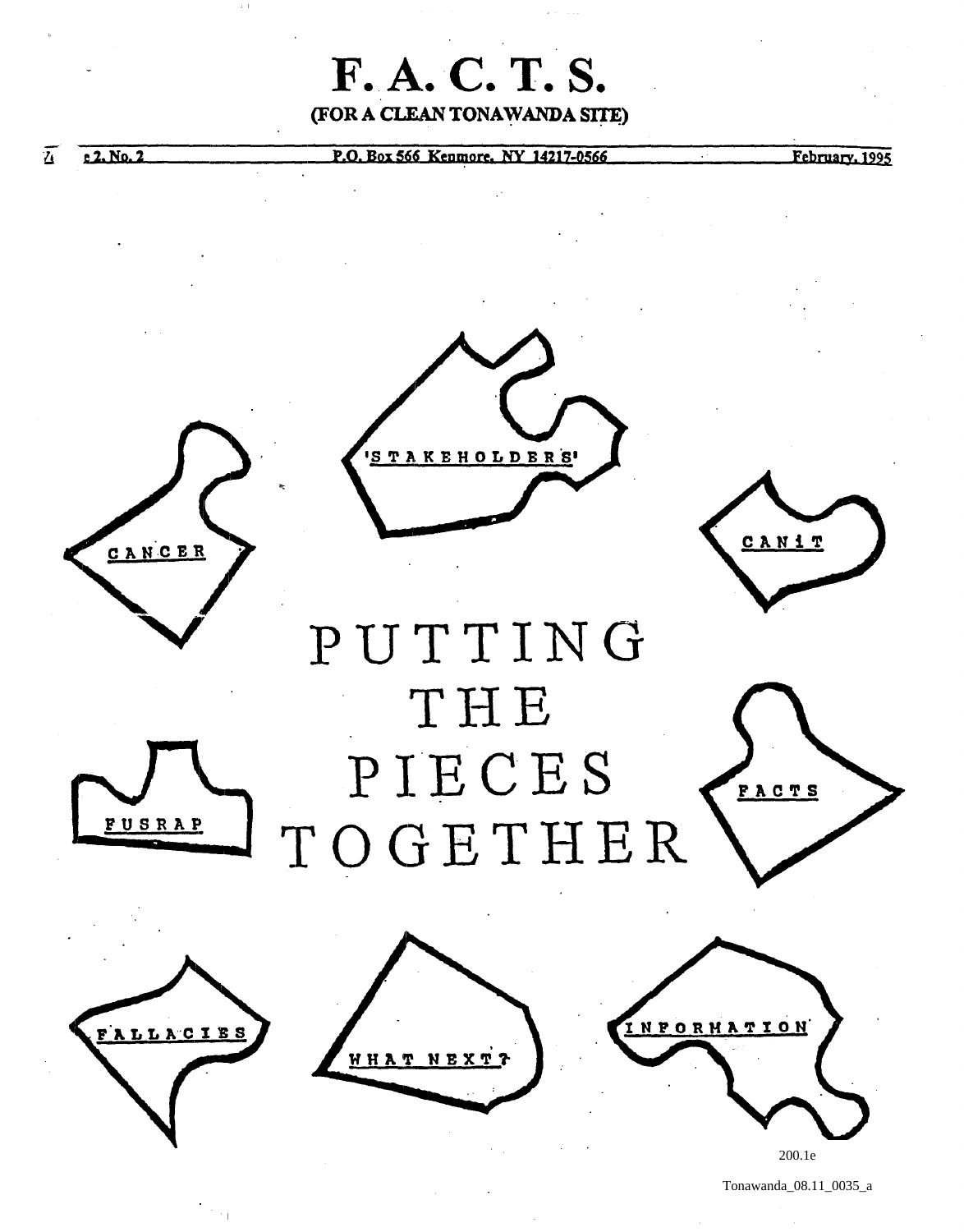# F. A. C. T. S.

**(FOR A CLEAN TONAWANDA SITE)**

e 2, No. 2 | P.O. Box 566 Kenmore, NY 14217-0566 | February, 1995

'STAKEHOLDERS'

CANCER

CANiT

# PUTTING THE PIECES TOGETHER

FUSRAP

FACTS

FALLACIES

WHAT NEXT?

INFORMATION

200.1e

Tonawanda_08.11_0035_a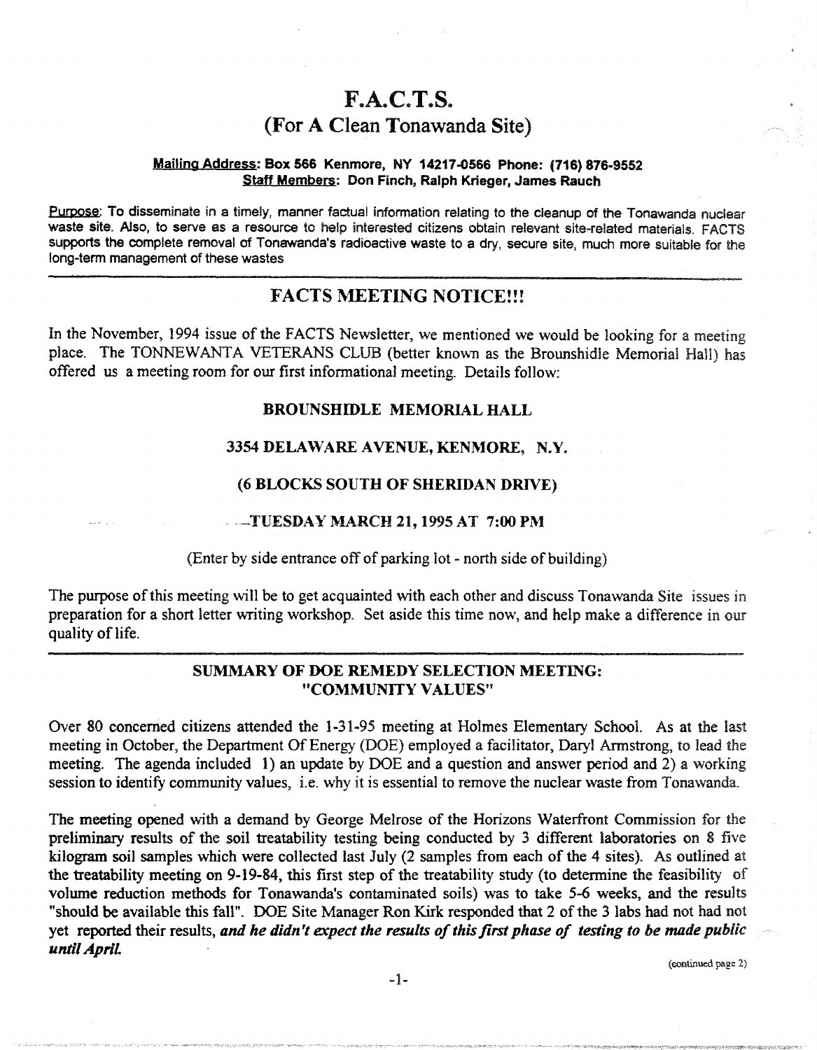# F.A.C.T.S.

## (For A Clean Tonawanda Site)

**Mailing Address: Box 566 Kenmore, NY 14217-0566 Phone: (716) 876-9552**
**Staff Members: Don Finch, Ralph Krieger, James Rauch**

Purpose: To disseminate in a timely, manner factual information relating to the cleanup of the Tonawanda nuclear waste site. Also, to serve as a resource to help interested citizens obtain relevant site-related materials. FACTS supports the complete removal of Tonawanda's radioactive waste to a dry, secure site, much more suitable for the long-term management of these wastes

---

## FACTS MEETING NOTICE!!!

In the November, 1994 issue of the FACTS Newsletter, we mentioned we would be looking for a meeting place. The TONNEWANTA VETERANS CLUB (better known as the Brounshidle Memorial Hall) has offered us a meeting room for our first informational meeting. Details follow:

**BROUNSHIDLE MEMORIAL HALL**

**3354 DELAWARE AVENUE, KENMORE, N.Y.**

**(6 BLOCKS SOUTH OF SHERIDAN DRIVE)**

**TUESDAY MARCH 21, 1995 AT 7:00 PM**

(Enter by side entrance off of parking lot - north side of building)

The purpose of this meeting will be to get acquainted with each other and discuss Tonawanda Site issues in preparation for a short letter writing workshop. Set aside this time now, and help make a difference in our quality of life.

---

## SUMMARY OF DOE REMEDY SELECTION MEETING: "COMMUNITY VALUES"

Over 80 concerned citizens attended the 1-31-95 meeting at Holmes Elementary School. As at the last meeting in October, the Department Of Energy (DOE) employed a facilitator, Daryl Armstrong, to lead the meeting. The agenda included 1) an update by DOE and a question and answer period and 2) a working session to identify community values, i.e. why it is essential to remove the nuclear waste from Tonawanda.

The meeting opened with a demand by George Melrose of the Horizons Waterfront Commission for the preliminary results of the soil treatability testing being conducted by 3 different laboratories on 8 five kilogram soil samples which were collected last July (2 samples from each of the 4 sites). As outlined at the treatability meeting on 9-19-84, this first step of the treatability study (to determine the feasibility of volume reduction methods for Tonawanda's contaminated soils) was to take 5-6 weeks, and the results "should be available this fall". DOE Site Manager Ron Kirk responded that 2 of the 3 labs had not had not yet reported their results, ***and he didn't expect the results of this first phase of testing to be made public until April.***

(continued page 2)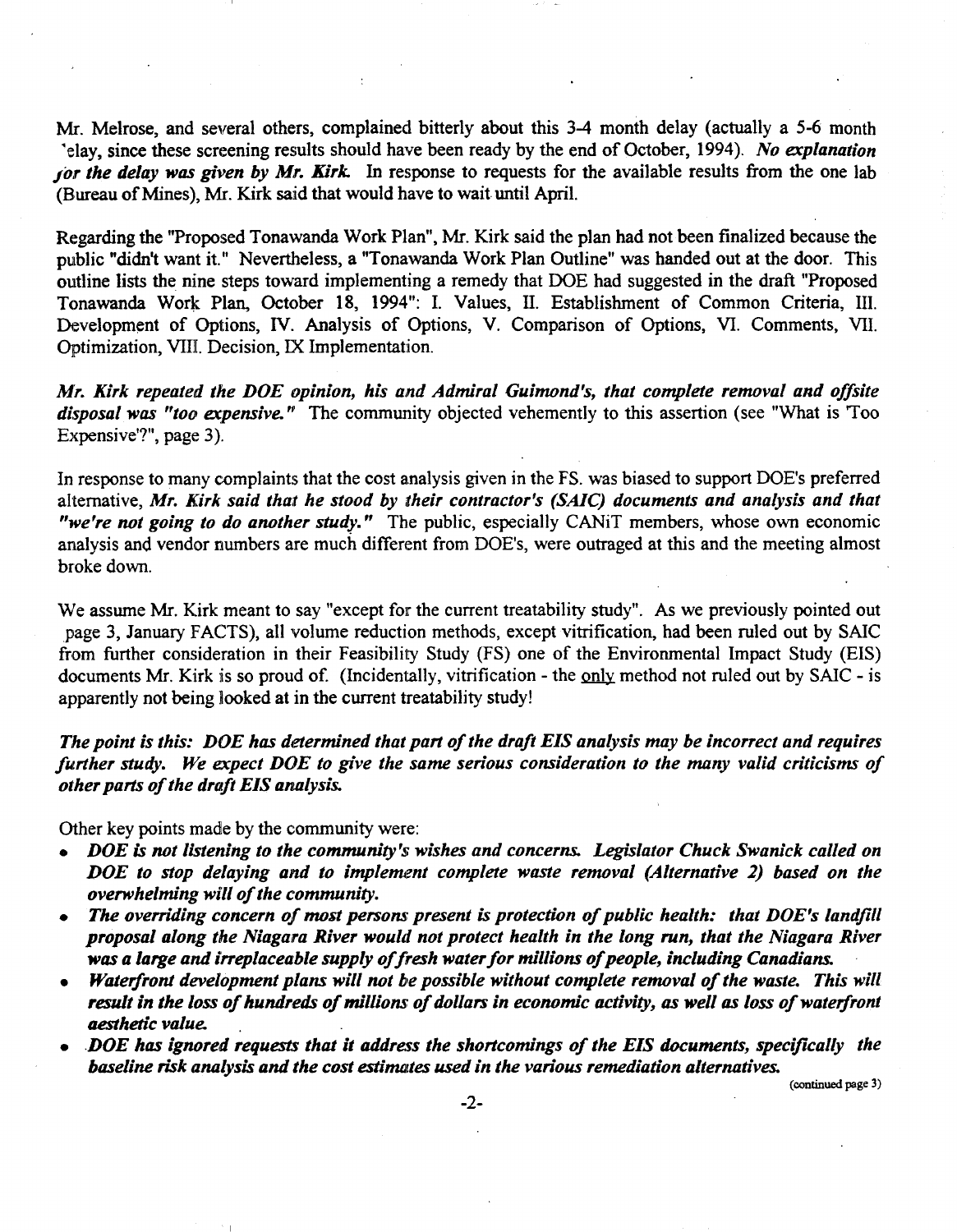Mr. Melrose, and several others, complained bitterly about this 3-4 month delay (actually a 5-6 month delay, since these screening results should have been ready by the end of October, 1994). ***No explanation for the delay was given by Mr. Kirk.*** In response to requests for the available results from the one lab (Bureau of Mines), Mr. Kirk said that would have to wait until April.

Regarding the "Proposed Tonawanda Work Plan", Mr. Kirk said the plan had not been finalized because the public "didn't want it." Nevertheless, a "Tonawanda Work Plan Outline" was handed out at the door. This outline lists the nine steps toward implementing a remedy that DOE had suggested in the draft "Proposed Tonawanda Work Plan, October 18, 1994": I. Values, II. Establishment of Common Criteria, III. Development of Options, IV. Analysis of Options, V. Comparison of Options, VI. Comments, VII. Optimization, VIII. Decision, IX Implementation.

***Mr. Kirk repeated the DOE opinion, his and Admiral Guimond's, that complete removal and offsite disposal was "too expensive."*** The community objected vehemently to this assertion (see "What is 'Too Expensive'?", page 3).

In response to many complaints that the cost analysis given in the FS. was biased to support DOE's preferred alternative, ***Mr. Kirk said that he stood by their contractor's (SAIC) documents and analysis and that "we're not going to do another study."*** The public, especially CANiT members, whose own economic analysis and vendor numbers are much different from DOE's, were outraged at this and the meeting almost broke down.

We assume Mr. Kirk meant to say "except for the current treatability study". As we previously pointed out (page 3, January FACTS), all volume reduction methods, except vitrification, had been ruled out by SAIC from further consideration in their Feasibility Study (FS) one of the Environmental Impact Study (EIS) documents Mr. Kirk is so proud of. (Incidentally, vitrification - the only method not ruled out by SAIC - is apparently not being looked at in the current treatability study!

***The point is this: DOE has determined that part of the draft EIS analysis may be incorrect and requires further study. We expect DOE to give the same serious consideration to the many valid criticisms of other parts of the draft EIS analysis.***

Other key points made by the community were:

- ***DOE is not listening to the community's wishes and concerns. Legislator Chuck Swanick called on DOE to stop delaying and to implement complete waste removal (Alternative 2) based on the overwhelming will of the community.***
- ***The overriding concern of most persons present is protection of public health: that DOE's landfill proposal along the Niagara River would not protect health in the long run, that the Niagara River was a large and irreplaceable supply of fresh water for millions of people, including Canadians.***
- ***Waterfront development plans will not be possible without complete removal of the waste. This will result in the loss of hundreds of millions of dollars in economic activity, as well as loss of waterfront aesthetic value.***
- ***DOE has ignored requests that it address the shortcomings of the EIS documents, specifically the baseline risk analysis and the cost estimates used in the various remediation alternatives.***

(continued page 3)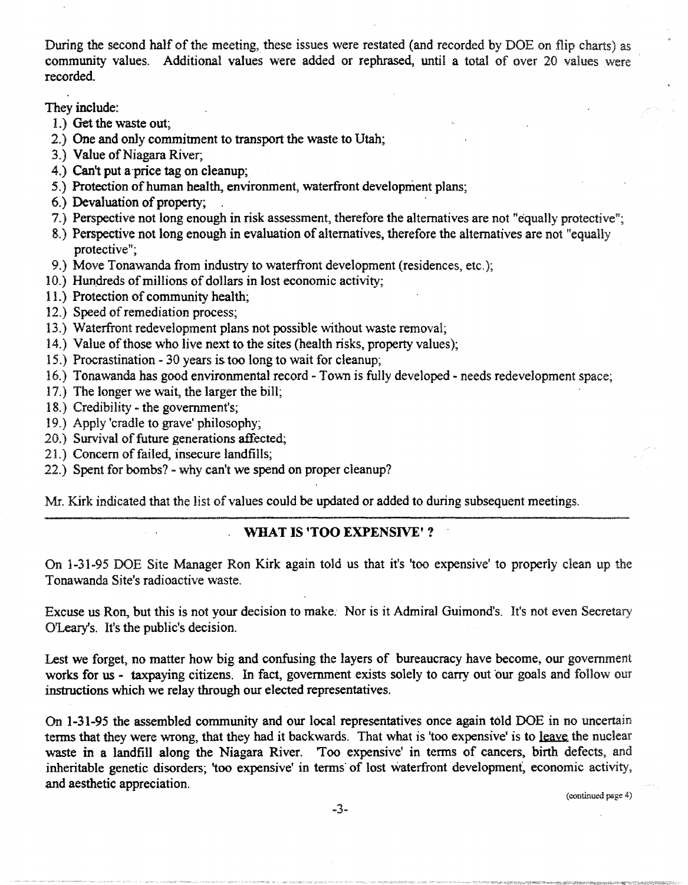During the second half of the meeting, these issues were restated (and recorded by DOE on flip charts) as community values. Additional values were added or rephrased, until a total of over 20 values were recorded.

They include:

1.) Get the waste out;
2.) One and only commitment to transport the waste to Utah;
3.) Value of Niagara River;
4.) Can't put a price tag on cleanup;
5.) Protection of human health, environment, waterfront development plans;
6.) Devaluation of property;
7.) Perspective not long enough in risk assessment, therefore the alternatives are not "equally protective";
8.) Perspective not long enough in evaluation of alternatives, therefore the alternatives are not "equally protective";
9.) Move Tonawanda from industry to waterfront development (residences, etc.);
10.) Hundreds of millions of dollars in lost economic activity;
11.) Protection of community health;
12.) Speed of remediation process;
13.) Waterfront redevelopment plans not possible without waste removal;
14.) Value of those who live next to the sites (health risks, property values);
15.) Procrastination - 30 years is too long to wait for cleanup;
16.) Tonawanda has good environmental record - Town is fully developed - needs redevelopment space;
17.) The longer we wait, the larger the bill;
18.) Credibility - the government's;
19.) Apply 'cradle to grave' philosophy;
20.) Survival of future generations affected;
21.) Concern of failed, insecure landfills;
22.) Spent for bombs? - why can't we spend on proper cleanup?

Mr. Kirk indicated that the list of values could be updated or added to during subsequent meetings.

## WHAT IS 'TOO EXPENSIVE' ?

On 1-31-95 DOE Site Manager Ron Kirk again told us that it's 'too expensive' to properly clean up the Tonawanda Site's radioactive waste.

Excuse us Ron, but this is not your decision to make. Nor is it Admiral Guimond's. It's not even Secretary O'Leary's. It's the public's decision.

Lest we forget, no matter how big and confusing the layers of bureaucracy have become, our government works for us - taxpaying citizens. In fact, government exists solely to carry out our goals and follow our instructions which we relay through our elected representatives.

On 1-31-95 the assembled community and our local representatives once again told DOE in no uncertain terms that they were wrong, that they had it backwards. That what is 'too expensive' is to leave the nuclear waste in a landfill along the Niagara River. 'Too expensive' in terms of cancers, birth defects, and inheritable genetic disorders; 'too expensive' in terms of lost waterfront development, economic activity, and aesthetic appreciation.

(continued page 4)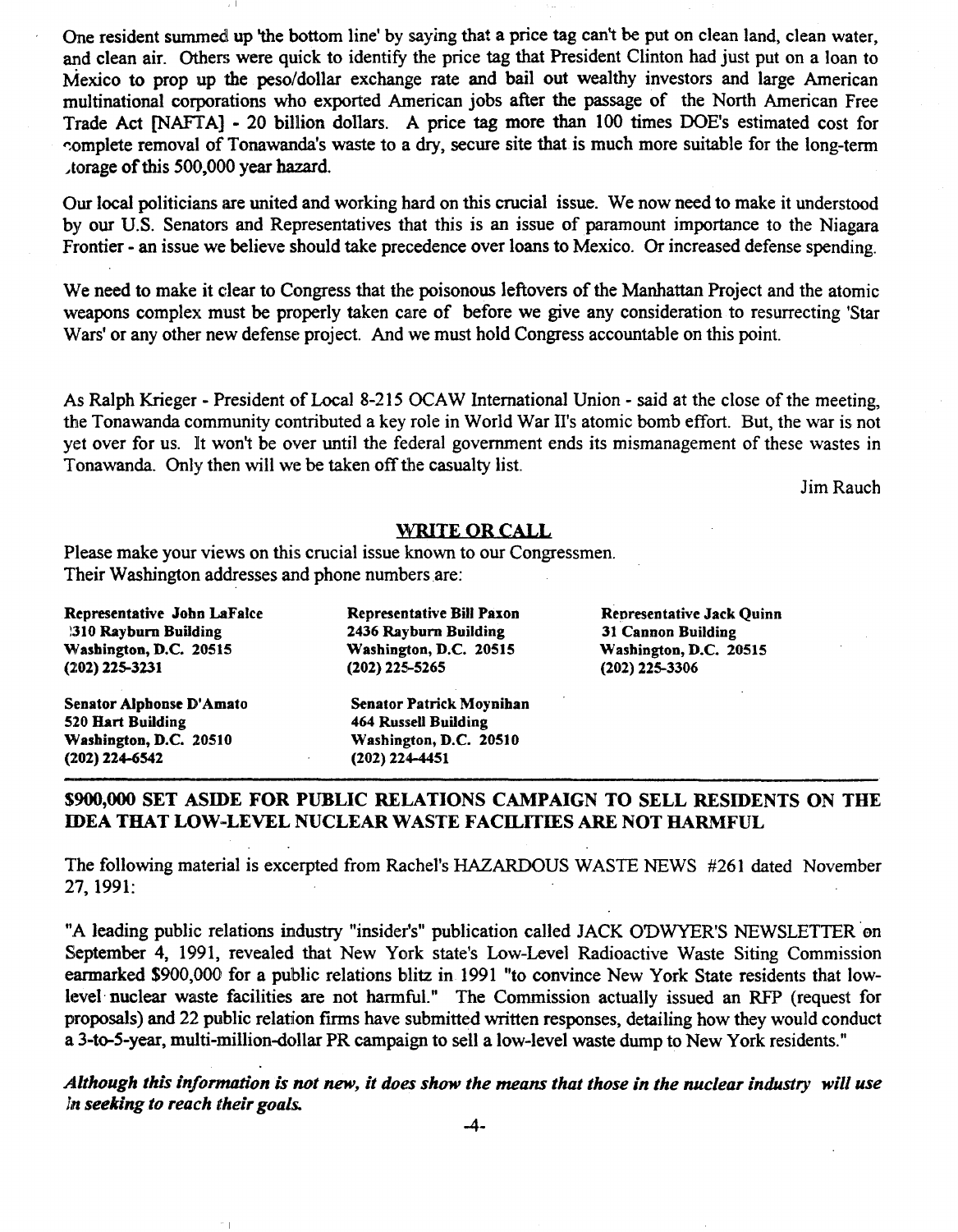One resident summed up 'the bottom line' by saying that a price tag can't be put on clean land, clean water, and clean air. Others were quick to identify the price tag that President Clinton had just put on a loan to Mexico to prop up the peso/dollar exchange rate and bail out wealthy investors and large American multinational corporations who exported American jobs after the passage of the North American Free Trade Act [NAFTA] - 20 billion dollars. A price tag more than 100 times DOE's estimated cost for complete removal of Tonawanda's waste to a dry, secure site that is much more suitable for the long-term storage of this 500,000 year hazard.

Our local politicians are united and working hard on this crucial issue. We now need to make it understood by our U.S. Senators and Representatives that this is an issue of paramount importance to the Niagara Frontier - an issue we believe should take precedence over loans to Mexico. Or increased defense spending.

We need to make it clear to Congress that the poisonous leftovers of the Manhattan Project and the atomic weapons complex must be properly taken care of before we give any consideration to resurrecting 'Star Wars' or any other new defense project. And we must hold Congress accountable on this point.

As Ralph Krieger - President of Local 8-215 OCAW International Union - said at the close of the meeting, the Tonawanda community contributed a key role in World War II's atomic bomb effort. But, the war is not yet over for us. It won't be over until the federal government ends its mismanagement of these wastes in Tonawanda. Only then will we be taken off the casualty list.

Jim Rauch

## WRITE OR CALL

Please make your views on this crucial issue known to our Congressmen. Their Washington addresses and phone numbers are:

**Representative John LaFalce**
**2310 Rayburn Building**
**Washington, D.C. 20515**
**(202) 225-3231**

**Representative Bill Paxon**
**2436 Rayburn Building**
**Washington, D.C. 20515**
**(202) 225-5265**

**Representative Jack Quinn**
**31 Cannon Building**
**Washington, D.C. 20515**
**(202) 225-3306**

**Senator Alphonse D'Amato**
**520 Hart Building**
**Washington, D.C. 20510**
**(202) 224-6542**

**Senator Patrick Moynihan**
**464 Russell Building**
**Washington, D.C. 20510**
**(202) 224-4451**

## $900,000 SET ASIDE FOR PUBLIC RELATIONS CAMPAIGN TO SELL RESIDENTS ON THE IDEA THAT LOW-LEVEL NUCLEAR WASTE FACILITIES ARE NOT HARMFUL

The following material is excerpted from Rachel's HAZARDOUS WASTE NEWS #261 dated November 27, 1991:

"A leading public relations industry "insider's" publication called JACK O'DWYER'S NEWSLETTER on September 4, 1991, revealed that New York state's Low-Level Radioactive Waste Siting Commission earmarked $900,000 for a public relations blitz in 1991 "to convince New York State residents that low-level nuclear waste facilities are not harmful." The Commission actually issued an RFP (request for proposals) and 22 public relation firms have submitted written responses, detailing how they would conduct a 3-to-5-year, multi-million-dollar PR campaign to sell a low-level waste dump to New York residents."

***Although this information is not new, it does show the means that those in the nuclear industry will use in seeking to reach their goals.***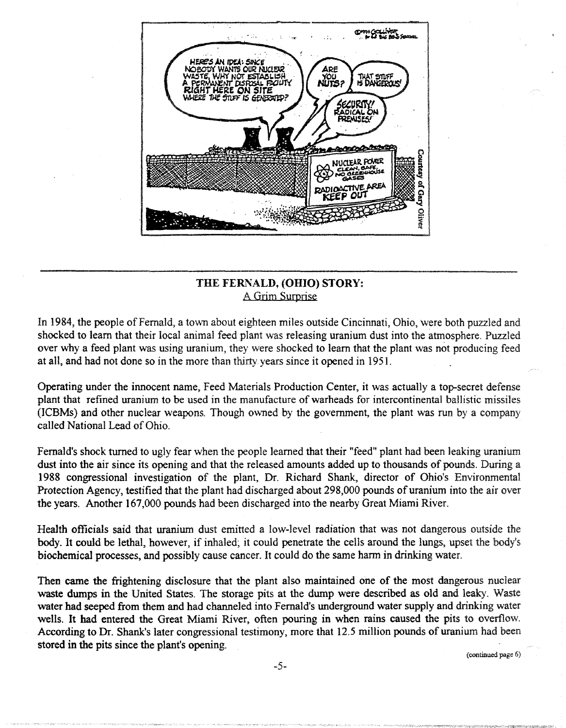## THE FERNALD, (OHIO) STORY:

A Grim Surprise

In 1984, the people of Fernald, a town about eighteen miles outside Cincinnati, Ohio, were both puzzled and shocked to learn that their local animal feed plant was releasing uranium dust into the atmosphere. Puzzled over why a feed plant was using uranium, they were shocked to learn that the plant was not producing feed at all, and had not done so in the more than thirty years since it opened in 1951.

Operating under the innocent name, Feed Materials Production Center, it was actually a top-secret defense plant that refined uranium to be used in the manufacture of warheads for intercontinental ballistic missiles (ICBMs) and other nuclear weapons. Though owned by the government, the plant was run by a company called National Lead of Ohio.

Fernald's shock turned to ugly fear when the people learned that their "feed" plant had been leaking uranium dust into the air since its opening and that the released amounts added up to thousands of pounds. During a 1988 congressional investigation of the plant, Dr. Richard Shank, director of Ohio's Environmental Protection Agency, testified that the plant had discharged about 298,000 pounds of uranium into the air over the years. Another 167,000 pounds had been discharged into the nearby Great Miami River.

Health officials said that uranium dust emitted a low-level radiation that was not dangerous outside the body. It could be lethal, however, if inhaled; it could penetrate the cells around the lungs, upset the body's biochemical processes, and possibly cause cancer. It could do the same harm in drinking water.

Then came the frightening disclosure that the plant also maintained one of the most dangerous nuclear waste dumps in the United States. The storage pits at the dump were described as old and leaky. Waste water had seeped from them and had channeled into Fernald's underground water supply and drinking water wells. It had entered the Great Miami River, often pouring in when rains caused the pits to overflow. According to Dr. Shank's later congressional testimony, more that 12.5 million pounds of uranium had been stored in the pits since the plant's opening.

(continued page 6)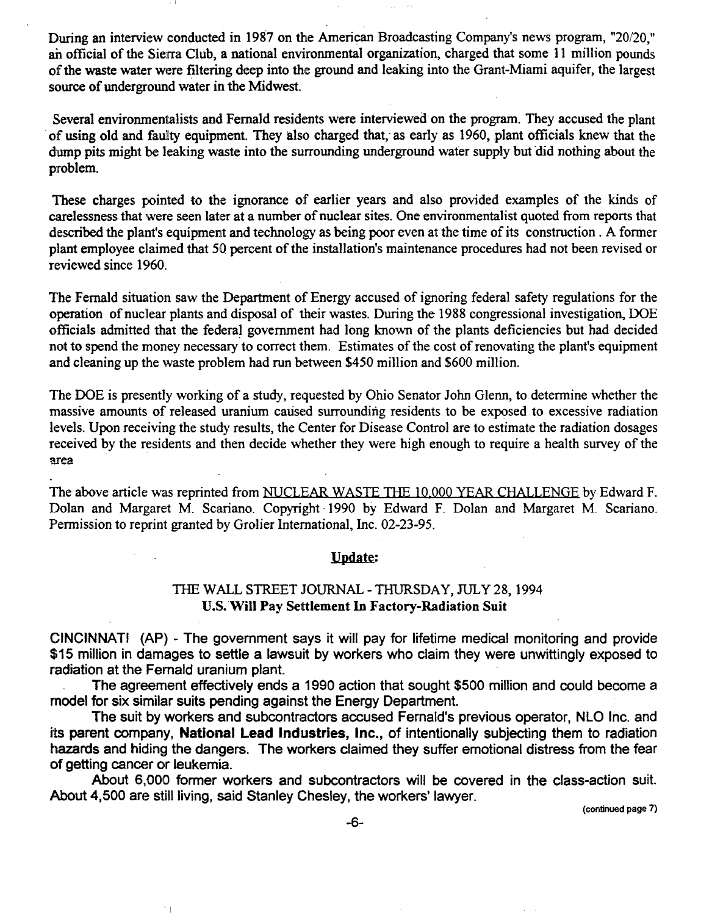During an interview conducted in 1987 on the American Broadcasting Company's news program, "20/20," an official of the Sierra Club, a national environmental organization, charged that some 11 million pounds of the waste water were filtering deep into the ground and leaking into the Grant-Miami aquifer, the largest source of underground water in the Midwest.

Several environmentalists and Fernald residents were interviewed on the program. They accused the plant of using old and faulty equipment. They also charged that, as early as 1960, plant officials knew that the dump pits might be leaking waste into the surrounding underground water supply but did nothing about the problem.

These charges pointed to the ignorance of earlier years and also provided examples of the kinds of carelessness that were seen later at a number of nuclear sites. One environmentalist quoted from reports that described the plant's equipment and technology as being poor even at the time of its construction . A former plant employee claimed that 50 percent of the installation's maintenance procedures had not been revised or reviewed since 1960.

The Fernald situation saw the Department of Energy accused of ignoring federal safety regulations for the operation of nuclear plants and disposal of their wastes. During the 1988 congressional investigation, DOE officials admitted that the federal government had long known of the plants deficiencies but had decided not to spend the money necessary to correct them. Estimates of the cost of renovating the plant's equipment and cleaning up the waste problem had run between $450 million and $600 million.

The DOE is presently working of a study, requested by Ohio Senator John Glenn, to determine whether the massive amounts of released uranium caused surrounding residents to be exposed to excessive radiation levels. Upon receiving the study results, the Center for Disease Control are to estimate the radiation dosages received by the residents and then decide whether they were high enough to require a health survey of the area

The above article was reprinted from NUCLEAR WASTE THE 10,000 YEAR CHALLENGE by Edward F. Dolan and Margaret M. Scariano. Copyright 1990 by Edward F. Dolan and Margaret M. Scariano. Permission to reprint granted by Grolier International, Inc. 02-23-95.

## Update:

### THE WALL STREET JOURNAL - THURSDAY, JULY 28, 1994
### U.S. Will Pay Settlement In Factory-Radiation Suit

CINCINNATI (AP) - The government says it will pay for lifetime medical monitoring and provide $15 million in damages to settle a lawsuit by workers who claim they were unwittingly exposed to radiation at the Fernald uranium plant.

The agreement effectively ends a 1990 action that sought $500 million and could become a model for six similar suits pending against the Energy Department.

The suit by workers and subcontractors accused Fernald's previous operator, NLO Inc. and its parent company, **National Lead Industries, Inc.,** of intentionally subjecting them to radiation hazards and hiding the dangers. The workers claimed they suffer emotional distress from the fear of getting cancer or leukemia.

About 6,000 former workers and subcontractors will be covered in the class-action suit. About 4,500 are still living, said Stanley Chesley, the workers' lawyer.

(continued page 7)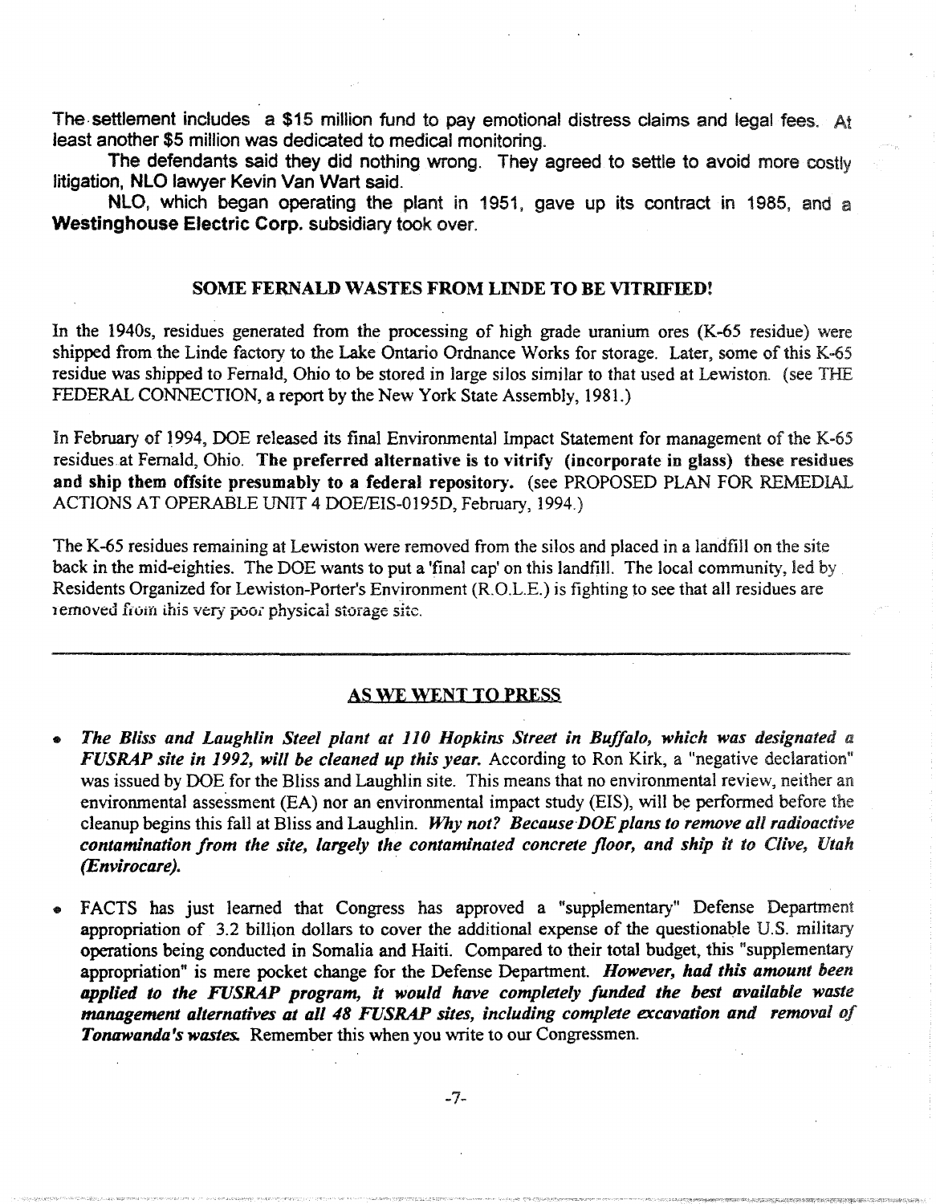The settlement includes a $15 million fund to pay emotional distress claims and legal fees. At least another $5 million was dedicated to medical monitoring.

The defendants said they did nothing wrong. They agreed to settle to avoid more costly litigation, NLO lawyer Kevin Van Wart said.

NLO, which began operating the plant in 1951, gave up its contract in 1985, and a **Westinghouse Electric Corp.** subsidiary took over.

## SOME FERNALD WASTES FROM LINDE TO BE VITRIFIED!

In the 1940s, residues generated from the processing of high grade uranium ores (K-65 residue) were shipped from the Linde factory to the Lake Ontario Ordnance Works for storage. Later, some of this K-65 residue was shipped to Fernald, Ohio to be stored in large silos similar to that used at Lewiston. (see THE FEDERAL CONNECTION, a report by the New York State Assembly, 1981.)

In February of 1994, DOE released its final Environmental Impact Statement for management of the K-65 residues at Fernald, Ohio. **The preferred alternative is to vitrify (incorporate in glass) these residues and ship them offsite presumably to a federal repository.** (see PROPOSED PLAN FOR REMEDIAL ACTIONS AT OPERABLE UNIT 4 DOE/EIS-0195D, February, 1994.)

The K-65 residues remaining at Lewiston were removed from the silos and placed in a landfill on the site back in the mid-eighties. The DOE wants to put a 'final cap' on this landfill. The local community, led by Residents Organized for Lewiston-Porter's Environment (R.O.L.E.) is fighting to see that all residues are removed from this very poor physical storage site.

---

## AS WE WENT TO PRESS

- ***The Bliss and Laughlin Steel plant at 110 Hopkins Street in Buffalo, which was designated a FUSRAP site in 1992, will be cleaned up this year.*** According to Ron Kirk, a "negative declaration" was issued by DOE for the Bliss and Laughlin site. This means that no environmental review, neither an environmental assessment (EA) nor an environmental impact study (EIS), will be performed before the cleanup begins this fall at Bliss and Laughlin. ***Why not? Because DOE plans to remove all radioactive contamination from the site, largely the contaminated concrete floor, and ship it to Clive, Utah (Envirocare).***

- FACTS has just learned that Congress has approved a "supplementary" Defense Department appropriation of 3.2 billion dollars to cover the additional expense of the questionable U.S. military operations being conducted in Somalia and Haiti. Compared to their total budget, this "supplementary appropriation" is mere pocket change for the Defense Department. ***However, had this amount been applied to the FUSRAP program, it would have completely funded the best available waste management alternatives at all 48 FUSRAP sites, including complete excavation and removal of Tonawanda's wastes.*** Remember this when you write to our Congressmen.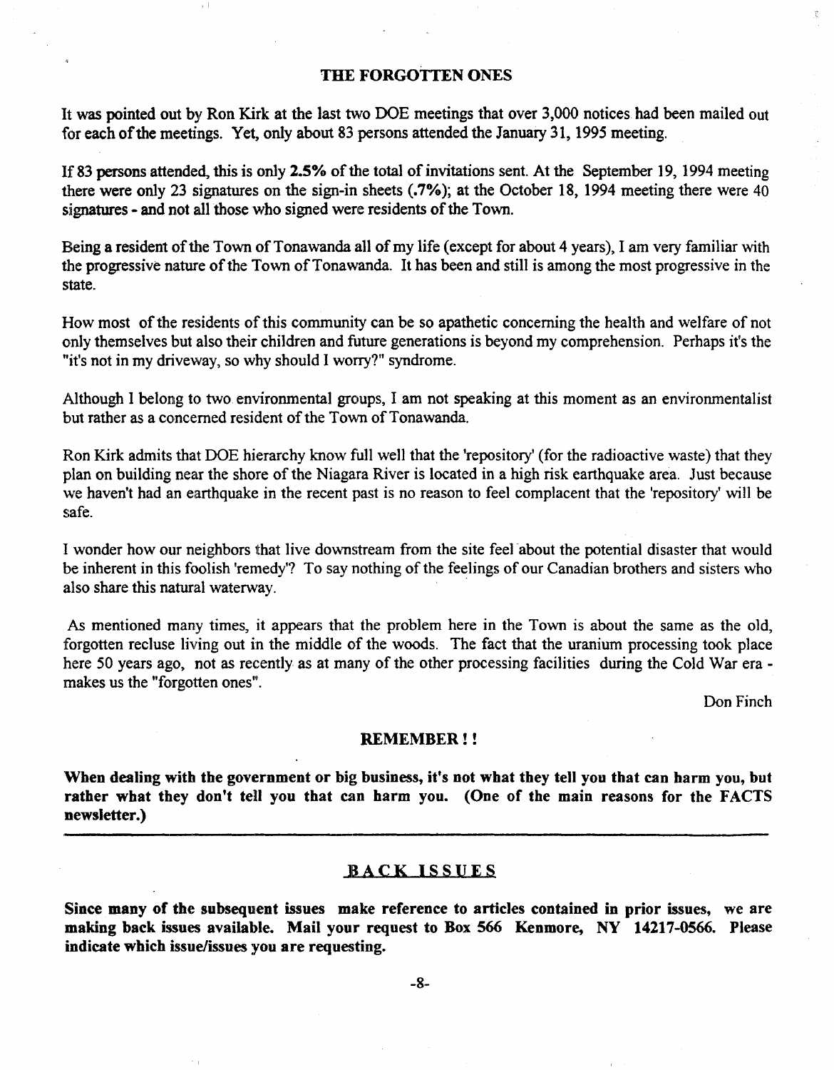## THE FORGOTTEN ONES

It was pointed out by Ron Kirk at the last two DOE meetings that over 3,000 notices had been mailed out for each of the meetings. Yet, only about 83 persons attended the January 31, 1995 meeting.

If 83 persons attended, this is only **2.5%** of the total of invitations sent. At the September 19, 1994 meeting there were only 23 signatures on the sign-in sheets (**.7%**); at the October 18, 1994 meeting there were 40 signatures - and not all those who signed were residents of the Town.

Being a resident of the Town of Tonawanda all of my life (except for about 4 years), I am very familiar with the progressive nature of the Town of Tonawanda. It has been and still is among the most progressive in the state.

How most of the residents of this community can be so apathetic concerning the health and welfare of not only themselves but also their children and future generations is beyond my comprehension. Perhaps it's the "it's not in my driveway, so why should I worry?" syndrome.

Although I belong to two environmental groups, I am not speaking at this moment as an environmentalist but rather as a concerned resident of the Town of Tonawanda.

Ron Kirk admits that DOE hierarchy know full well that the 'repository' (for the radioactive waste) that they plan on building near the shore of the Niagara River is located in a high risk earthquake area. Just because we haven't had an earthquake in the recent past is no reason to feel complacent that the 'repository' will be safe.

I wonder how our neighbors that live downstream from the site feel about the potential disaster that would be inherent in this foolish 'remedy'? To say nothing of the feelings of our Canadian brothers and sisters who also share this natural waterway.

As mentioned many times, it appears that the problem here in the Town is about the same as the old, forgotten recluse living out in the middle of the woods. The fact that the uranium processing took place here 50 years ago, not as recently as at many of the other processing facilities during the Cold War era - makes us the "forgotten ones".

Don Finch

## REMEMBER ! !

**When dealing with the government or big business, it's not what they tell you that can harm you, but rather what they don't tell you that can harm you. (One of the main reasons for the FACTS newsletter.)**

---

## BACK ISSUES

**Since many of the subsequent issues make reference to articles contained in prior issues, we are making back issues available. Mail your request to Box 566 Kenmore, NY 14217-0566. Please indicate which issue/issues you are requesting.**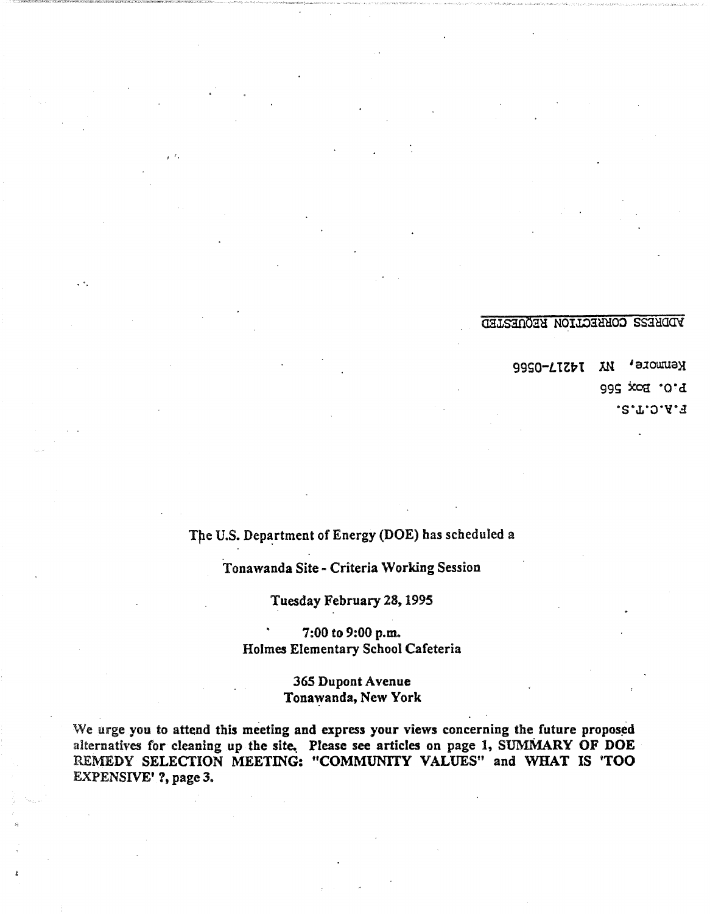F.A.C.T.S.
P.O. Box 566
Kenmore, NY 14217-0566

ADDRESS CORRECTION REQUESTED

The U.S. Department of Energy (DOE) has scheduled a

Tonawanda Site - Criteria Working Session

Tuesday February 28, 1995

7:00 to 9:00 p.m.
Holmes Elementary School Cafeteria

365 Dupont Avenue
Tonawanda, New York

**We urge you to attend this meeting and express your views concerning the future proposed alternatives for cleaning up the site. Please see articles on page 1, SUMMARY OF DOE REMEDY SELECTION MEETING: "COMMUNITY VALUES" and WHAT IS 'TOO EXPENSIVE' ?, page 3.**